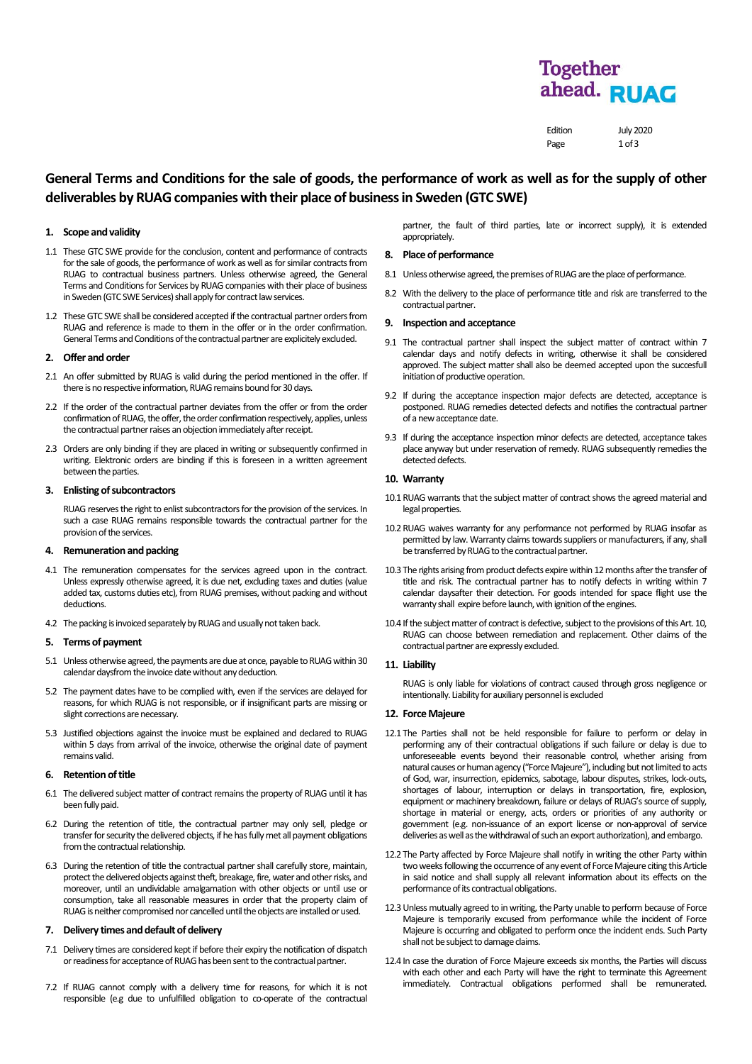Together ahead. RUAG

Edition July 2020

# General Terms and Conditions for the sale of goods, the performance of work as well as for the supply of other deliverables by RUAG companies with their place of business in Sweden (GTC SWE)

## 1. Scope and validity

1.1 These GTC SWE provide for the conclusion, content and performance of contracts for the sale of goods, the performance of work as well as for similar contracts from RUAG to contractual business partners. Unless otherwise agreed, the General Terms and Conditions for Services by RUAG companies with their place of business in Sweden (GTC SWE Services) shall apply for contract law services.

1.2 These GTC SWE shall be considered accepted if the contractual partner orders from RUAG and reference is made to them in the offer or in the order confirmation. General Terms and Conditions of the contractual partner are explicitely excluded.

## 2. Offer and order

2.1 An offer submitted by RUAG is valid during the period mentioned in the offer. If there is no respective information, RUAG remains bound for 30 days.

2.2 If the order of the contractual partner deviates from the offer or from the order confirmation of RUAG, the offer, the order confirmation respectively, applies, unless the contractual partner raises an objection immediately after receipt.

2.3 Orders are only binding if they are placed in writing or subsequently confirmed in writing. Elektronic orders are binding if this is foreseen in a written agreement between the parties.

## 3. Enlisting of subcontractors

RUAG reserves the right to enlist subcontractors for the provision of the services. In such a case RUAG remains responsible towards the contractual partner for the provision of the services.

## 4. Remuneration and packing

4.1 The remuneration compensates for the services agreed upon in the contract. Unless expressly otherwise agreed, it is due net, excluding taxes and duties (value added tax, customs duties etc), from RUAG premises, without packing and without deductions.

4.2 The packing is invoiced separately by RUAG and usually not taken back.

## 5. Terms of payment

5.1 Unless otherwise agreed, the payments are due at once, payable to RUAG within 30 calendar daysfrom the invoice date without any deduction.

5.2 The payment dates have to be complied with, even if the services are delayed for reasons, for which RUAG is not responsible, or if insignificant parts are missing or slight corrections are necessary.

5.3 Justified objections against the invoice must be explained and declared to RUAG within 5 days from arrival of the invoice, otherwise the original date of payment remains valid.

## 6. Retention of title

6.1 The delivered subject matter of contract remains the property of RUAG until it has been fully paid.

6.2 During the retention of title, the contractual partner may only sell, pledge or transfer for security the delivered objects, if he has fully met all payment obligations from the contractual relationship.

6.3 During the retention of title the contractual partner shall carefully store, maintain, protect the delivered objects against theft, breakage, fire, water and other risks, and moreover, until an undividable amalgamation with other objects or until use or consumption, take all reasonable measures in order that the property claim of RUAG is neither compromised nor cancelled until the objects are installed or used.

## 7. Delivery times and default of delivery

7.1 Delivery times are considered kept if before their expiry the notification of dispatch or readiness for acceptance of RUAG has been sent to the contractual partner.

7.2 If RUAG cannot comply with a delivery time for reasons, for which it is not responsible (e.g due to unfulfilled obligation to co-operate of the contractual partner, the fault of third parties, late or incorrect supply), it is extended appropriately.

## 8. Place of performance

8.1 Unless otherwise agreed, the premises of RUAG are the place of performance.

8.2 With the delivery to the place of performance title and risk are transferred to the contractual partner.

## 9. Inspection and acceptance

9.1 The contractual partner shall inspect the subject matter of contract within 7 calendar days and notify defects in writing, otherwise it shall be considered approved. The subject matter shall also be deemed accepted upon the succesfull initiation of productive operation.

9.2 If during the acceptance inspection major defects are detected, acceptance is postponed. RUAG remedies detected defects and notifies the contractual partner of a new acceptance date.

9.3 If during the acceptance inspection minor defects are detected, acceptance takes place anyway but under reservation of remedy. RUAG subsequently remedies the detected defects.

## 10. Warranty

10.1 RUAG warrants that the subject matter of contract shows the agreed material and legal properties.

10.2 RUAG waives warranty for any performance not performed by RUAG insofar as permitted by law. Warranty claims towards suppliers or manufacturers, if any, shall be transferred by RUAG to the contractual partner.

10.3 The rights arising from product defects expire within 12 months after the transfer of title and risk. The contractual partner has to notify defects in writing within 7 calendar daysafter their detection. For goods intended for space flight use the warranty shall expire before launch, with ignition of the engines.

10.4 If the subject matter of contract is defective, subject to the provisions of this Art. 10, RUAG can choose between remediation and replacement. Other claims of the contractual partner are expressly excluded.

## 11. Liability

RUAG is only liable for violations of contract caused through gross negligence or intentionally. Liability for auxiliary personnel is excluded

## 12. Force Majeure

12.1 The Parties shall not be held responsible for failure to perform or delay in performing any of their contractual obligations if such failure or delay is due to unforeseeable events beyond their reasonable control, whether arising from natural causes or human agency ("Force Majeure"), including but not limited to acts of God, war, insurrection, epidemics, sabotage, labour disputes, strikes, lock-outs, shortages of labour, interruption or delays in transportation, fire, explosion, equipment or machinery breakdown, failure or delays of RUAG's source of supply, shortage in material or energy, acts, orders or priorities of any authority or government (e.g. non-issuance of an export license or non-approval of service deliveries as well as the withdrawal of such an export authorization), and embargo.

12.2 The Party affected by Force Majeure shall notify in writing the other Party within two weeks following the occurrence of any event of Force Majeure citing this Article in said notice and shall supply all relevant information about its effects on the performance of its contractual obligations.

12.3 Unless mutually agreed to in writing, the Party unable to perform because of Force Majeure is temporarily excused from performance while the incident of Force Majeure is occurring and obligated to perform once the incident ends. Such Party shall not be subject to damage claims.

12.4 In case the duration of Force Majeure exceeds six months, the Parties will discuss with each other and each Party will have the right to terminate this Agreement immediately. Contractual obligations performed shall be remunerated.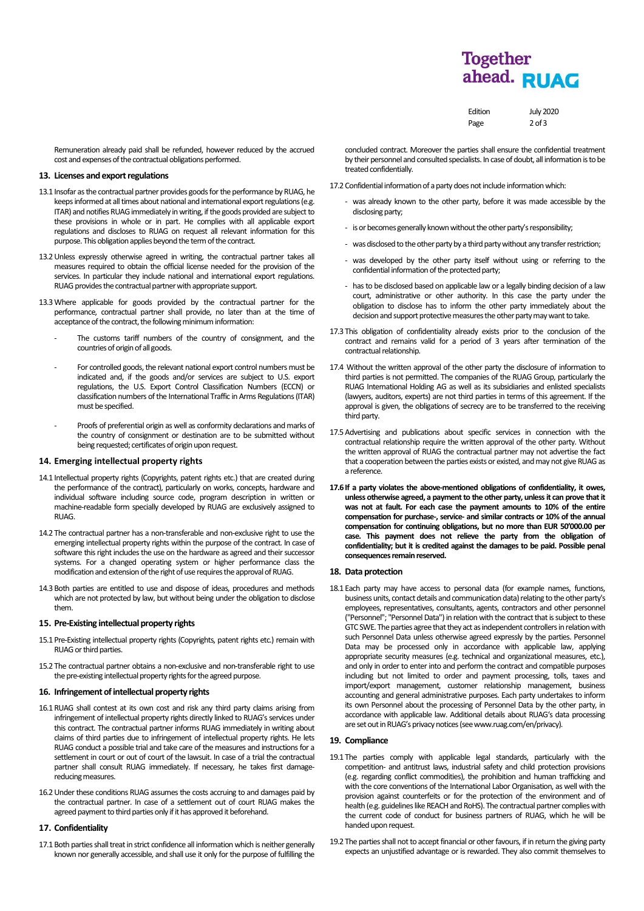Remuneration already paid shall be refunded, however reduced by the accrued cost and expenses of the contractual obligations performed.

## 13. Licenses and export regulations

13.1 Insofar as the contractual partner provides goods for the performance by RUAG, he keeps informed at all times about national and international export regulations (e.g. ITAR) and notifies RUAG immediately in writing, if the goods provided are subject to these provisions in whole or in part. He complies with all applicable export regulations and discloses to RUAG on request all relevant information for this purpose. This obligation applies beyond the term of the contract.

13.2 Unless expressly otherwise agreed in writing, the contractual partner takes all measures required to obtain the official license needed for the provision of the services. In particular they include national and international export regulations. RUAG provides the contractual partner with appropriate support.

13.3 Where applicable for goods provided by the contractual partner for the performance, contractual partner shall provide, no later than at the time of acceptance of the contract, the following minimum information:

- The customs tariff numbers of the country of consignment, and the countries of origin of all goods.
- For controlled goods, the relevant national export control numbers must be indicated and, if the goods and/or services are subject to U.S. export regulations, the U.S. Export Control Classification Numbers (ECCN) or classification numbers of the International Traffic in Arms Regulations (ITAR) must be specified.
- Proofs of preferential origin as well as conformity declarations and marks of the country of consignment or destination are to be submitted without being requested; certificates of origin upon request.

## 14. Emerging intellectual property rights

14.1 Intellectual property rights (Copyrights, patent rights etc.) that are created during the performance of the contract), particularly on works, concepts, hardware and individual software including source code, program description in written or machine-readable form specially developed by RUAG are exclusively assigned to RUAG.

14.2 The contractual partner has a non-transferable and non-exclusive right to use the emerging intellectual property rights within the purpose of the contract. In case of software this right includes the use on the hardware as agreed and their successor systems. For a changed operating system or higher performance class the modification and extension of the right of use requires the approval of RUAG.

14.3 Both parties are entitled to use and dispose of ideas, procedures and methods which are not protected by law, but without being under the obligation to disclose them.

## 15. Pre-Existing intellectual property rights

15.1 Pre-Existing intellectual property rights (Copyrights, patent rights etc.) remain with RUAG or third parties.

15.2 The contractual partner obtains a non-exclusive and non-transferable right to use the pre-existing intellectual property rights for the agreed purpose.

## 16. Infringement of intellectual property rights

16.1 RUAG shall contest at its own cost and risk any third party claims arising from infringement of intellectual property rights directly linked to RUAG's services under this contract. The contractual partner informs RUAG immediately in writing about claims of third parties due to infringement of intellectual property rights. He lets RUAG conduct a possible trial and take care of the measures and instructions for a settlement in court or out of court of the lawsuit. In case of a trial the contractual partner shall consult RUAG immediately. If necessary, he takes first damage-reducing measures.

16.2 Under these conditions RUAG assumes the costs accruing to and damages paid by the contractual partner. In case of a settlement out of court RUAG makes the agreed payment to third parties only if it has approved it beforehand.

## 17. Confidentiality

17.1 Both parties shall treat in strict confidence all information which is neither generally known nor generally accessible, and shall use it only for the purpose of fulfilling the concluded contract. Moreover the parties shall ensure the confidential treatment by their personnel and consulted specialists. In case of doubt, all information is to be treated confidentially.

17.2 Confidential information of a party does not include information which:

- was already known to the other party, before it was made accessible by the disclosing party;
- is or becomes generally known without the other party's responsibility;
- was disclosed to the other party by a third party without any transfer restriction;
- was developed by the other party itself without using or referring to the confidential information of the protected party;
- has to be disclosed based on applicable law or a legally binding decision of a law court, administrative or other authority. In this case the party under the obligation to disclose has to inform the other party immediately about the decision and support protective measures the other party may want to take.

17.3 This obligation of confidentiality already exists prior to the conclusion of the contract and remains valid for a period of 3 years after termination of the contractual relationship.

17.4 Without the written approval of the other party the disclosure of information to third parties is not permitted. The companies of the RUAG Group, particularly the RUAG International Holding AG as well as its subsidiaries and enlisted specialists (lawyers, auditors, experts) are not third parties in terms of this agreement. If the approval is given, the obligations of secrecy are to be transferred to the receiving third party.

17.5 Advertising and publications about specific services in connection with the contractual relationship require the written approval of the other party. Without the written approval of RUAG the contractual partner may not advertise the fact that a cooperation between the parties exists or existed, and may not give RUAG as a reference.

**17.6 If a party violates the above-mentioned obligations of confidentiality, it owes, unless otherwise agreed, a payment to the other party, unless it can prove that it was not at fault. For each case the payment amounts to 10% of the entire compensation for purchase-, service- and similar contracts or 10% of the annual compensation for continuing obligations, but no more than EUR 50'000.00 per case. This payment does not relieve the party from the obligation of confidentiality; but it is credited against the damages to be paid. Possible penal consequences remain reserved.**

## 18. Data protection

18.1 Each party may have access to personal data (for example names, functions, business units, contact details and communication data) relating to the other party's employees, representatives, consultants, agents, contractors and other personnel ("Personnel"; "Personnel Data") in relation with the contract that is subject to these GTC SWE. The parties agree that they act as independent controllers in relation with such Personnel Data unless otherwise agreed expressly by the parties. Personnel Data may be processed only in accordance with applicable law, applying appropriate security measures (e.g. technical and organizational measures, etc.), and only in order to enter into and perform the contract and compatible purposes including but not limited to order and payment processing, tolls, taxes and import/export management, customer relationship management, business accounting and general administrative purposes. Each party undertakes to inform its own Personnel about the processing of Personnel Data by the other party, in accordance with applicable law. Additional details about RUAG's data processing are set out in RUAG's privacy notices (see www.ruag.com/en/privacy).

## 19. Compliance

19.1 The parties comply with applicable legal standards, particularly with the competition- and antitrust laws, industrial safety and child protection provisions (e.g. regarding conflict commodities), the prohibition and human trafficking and with the core conventions of the International Labor Organisation, as well with the provision against counterfeits or for the protection of the environment and of health (e.g. guidelines like REACH and RoHS). The contractual partner complies with the current code of conduct for business partners of RUAG, which he will be handed upon request.

19.2 The parties shall not to accept financial or other favours, if in return the giving party expects an unjustified advantage or is rewarded. They also commit themselves to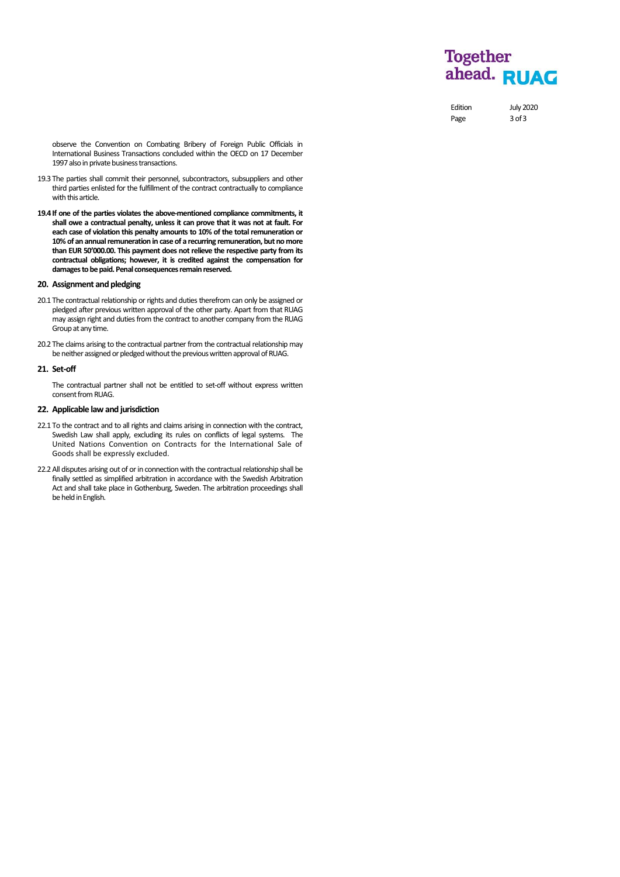observe the Convention on Combating Bribery of Foreign Public Officials in International Business Transactions concluded within the OECD on 17 December 1997 also in private business transactions.

19.3 The parties shall commit their personnel, subcontractors, subsuppliers and other third parties enlisted for the fulfillment of the contract contractually to compliance with this article.

**19.4 If one of the parties violates the above-mentioned compliance commitments, it shall owe a contractual penalty, unless it can prove that it was not at fault. For each case of violation this penalty amounts to 10% of the total remuneration or 10% of an annual remuneration in case of a recurring remuneration, but no more than EUR 50'000.00. This payment does not relieve the respective party from its contractual obligations; however, it is credited against the compensation for damages to be paid. Penal consequences remain reserved.**

## 20. Assignment and pledging

20.1 The contractual relationship or rights and duties therefrom can only be assigned or pledged after previous written approval of the other party. Apart from that RUAG may assign right and duties from the contract to another company from the RUAG Group at any time.

20.2 The claims arising to the contractual partner from the contractual relationship may be neither assigned or pledged without the previous written approval of RUAG.

## 21. Set-off

The contractual partner shall not be entitled to set-off without express written consent from RUAG.

## 22. Applicable law and jurisdiction

22.1 To the contract and to all rights and claims arising in connection with the contract, Swedish Law shall apply, excluding its rules on conflicts of legal systems. The United Nations Convention on Contracts for the International Sale of Goods shall be expressly excluded.

22.2 All disputes arising out of or in connection with the contractual relationship shall be finally settled as simplified arbitration in accordance with the Swedish Arbitration Act and shall take place in Gothenburg, Sweden. The arbitration proceedings shall be held in English.